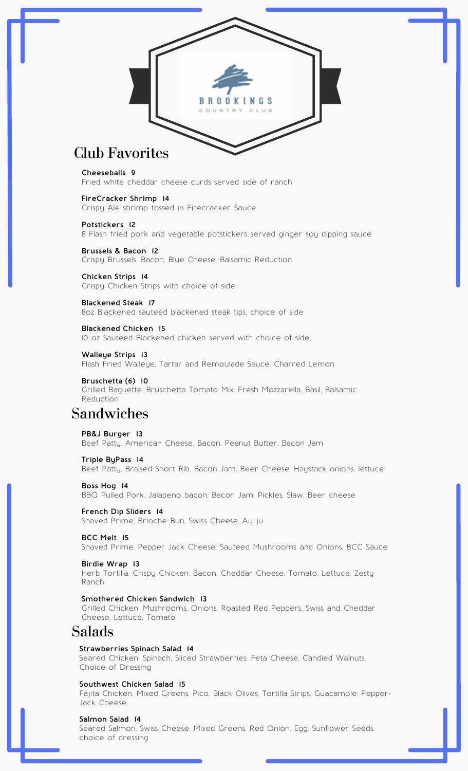BROOKINGS
COUNTRY CLUB

## Club Favorites

**Cheeseballs 9**
Fried white cheddar cheese curds served side of ranch

**FireCracker Shrimp 14**
Crispy Ale shrimp tossed in Firecracker Sauce

**Potstickers 12**
8 Flash fried pork and vegetable potstickers served ginger soy dipping sauce

**Brussels & Bacon 12**
Crispy Brussels, Bacon, Blue Cheese, Balsamic Reduction

**Chicken Strips 14**
Crispy Chicken Strips with choice of side

**Blackened Steak 17**
8oz Blackened sauteed blackened steak tips, choice of side

**Blackened Chicken 15**
10 oz Sauteed Blackened chicken served with choice of side

**Walleye Strips 13**
Flash Fried Walleye, Tartar and Remoulade Sauce, Charred Lemon

**Bruschetta (6) 10**
Grilled Baguette, Bruschetta Tomato Mix, Fresh Mozzarella, Basil, Balsamic Reduction

## Sandwiches

**PB&J Burger 13**
Beef Patty, American Cheese, Bacon, Peanut Butter, Bacon Jam

**Triple ByPass 14**
Beef Patty, Braised Short Rib, Bacon Jam, Beer Cheese, Haystack onions, lettuce

**Boss Hog 14**
BBQ Pulled Pork, Jalapeno bacon, Bacon Jam, Pickles, Slaw, Beer cheese

**French Dip Sliders 14**
Shaved Prime, Brioche Bun, Swiss Cheese, Au ju

**BCC Melt 15**
Shaved Prime, Pepper Jack Cheese, Sauteed Mushrooms and Onions, BCC Sauce

**Birdie Wrap 13**
Herb Tortilla, Crispy Chicken, Bacon, Cheddar Cheese, Tomato, Lettuce, Zesty Ranch

**Smothered Chicken Sandwich 13**
Grilled Chicken, Mushrooms, Onions, Roasted Red Peppers, Swiss and Cheddar Cheese, Lettuce, Tomato

## Salads

**Strawberries Spinach Salad 14**
Seared Chicken, Spinach, Sliced Strawberries, Feta Cheese, Candied Walnuts, Choice of Dressing

**Southwest Chicken Salad 15**
Fajita Chicken, Mixed Greens, Pico, Black Olives, Tortilla Strips, Guacamole, Pepper-Jack Cheese,

**Salmon Salad 14**
Seared Salmon, Swiss Cheese, Mixed Greens, Red Onion, Egg, Sunflower Seeds, choice of dressing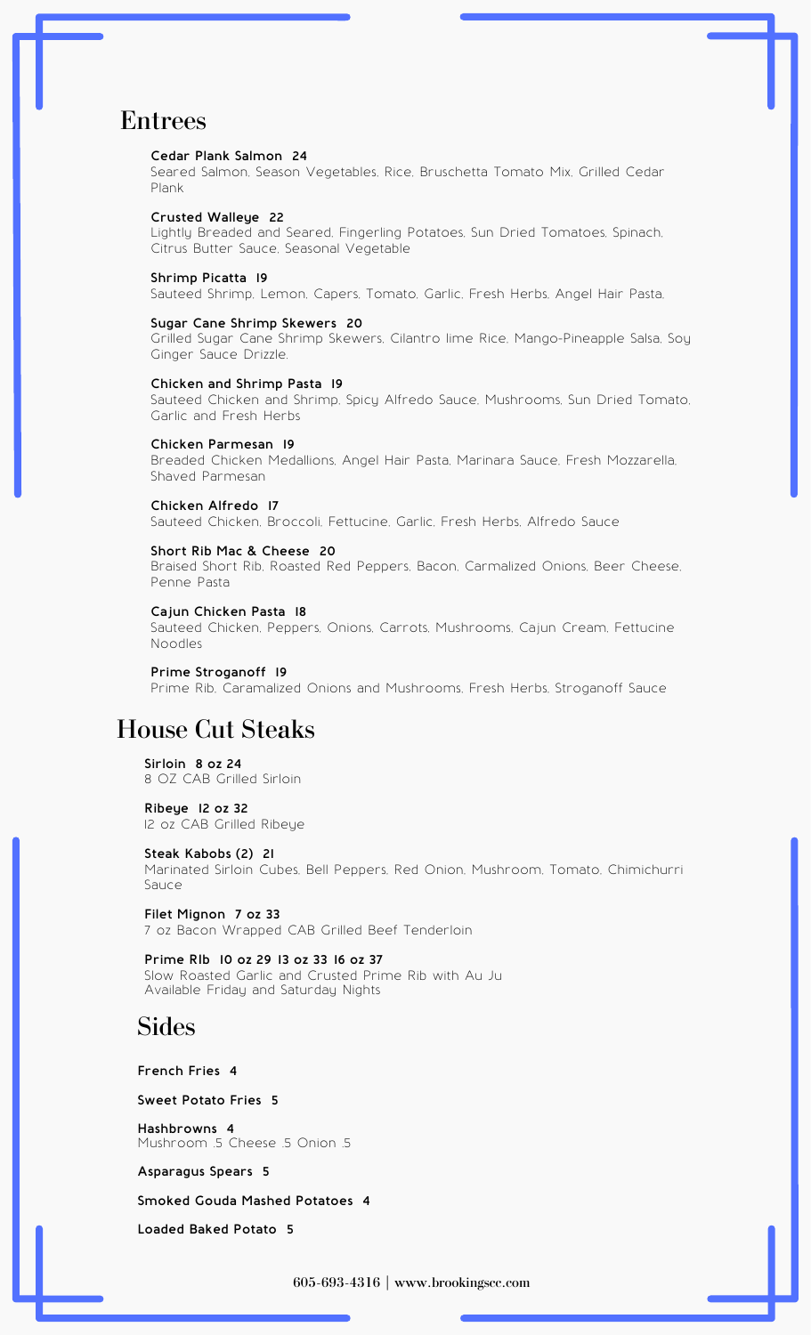## Entrees

**Cedar Plank Salmon 24**
Seared Salmon, Season Vegetables, Rice, Bruschetta Tomato Mix, Grilled Cedar Plank

**Crusted Walleye 22**
Lightly Breaded and Seared, Fingerling Potatoes, Sun Dried Tomatoes, Spinach, Citrus Butter Sauce, Seasonal Vegetable

**Shrimp Picatta 19**
Sauteed Shrimp, Lemon, Capers, Tomato, Garlic, Fresh Herbs, Angel Hair Pasta,

**Sugar Cane Shrimp Skewers 20**
Grilled Sugar Cane Shrimp Skewers, Cilantro lime Rice, Mango-Pineapple Salsa, Soy Ginger Sauce Drizzle.

**Chicken and Shrimp Pasta 19**
Sauteed Chicken and Shrimp, Spicy Alfredo Sauce, Mushrooms, Sun Dried Tomato, Garlic and Fresh Herbs

**Chicken Parmesan 19**
Breaded Chicken Medallions, Angel Hair Pasta, Marinara Sauce, Fresh Mozzarella, Shaved Parmesan

**Chicken Alfredo 17**
Sauteed Chicken, Broccoli, Fettucine, Garlic, Fresh Herbs, Alfredo Sauce

**Short Rib Mac & Cheese 20**
Braised Short Rib, Roasted Red Peppers, Bacon, Carmalized Onions, Beer Cheese, Penne Pasta

**Cajun Chicken Pasta 18**
Sauteed Chicken, Peppers, Onions, Carrots, Mushrooms, Cajun Cream, Fettucine Noodles

**Prime Stroganoff 19**
Prime Rib, Caramalized Onions and Mushrooms, Fresh Herbs, Stroganoff Sauce

## House Cut Steaks

**Sirloin 8 oz 24**
8 OZ CAB Grilled Sirloin

**Ribeye 12 oz 32**
12 oz CAB Grilled Ribeye

**Steak Kabobs (2) 21**
Marinated Sirloin Cubes, Bell Peppers, Red Onion, Mushroom, Tomato, Chimichurri Sauce

**Filet Mignon 7 oz 33**
7 oz Bacon Wrapped CAB Grilled Beef Tenderloin

**Prime Rib 10 oz 29 13 oz 33 16 oz 37**
Slow Roasted Garlic and Crusted Prime Rib with Au Ju
Available Friday and Saturday Nights

## Sides

**French Fries 4**

**Sweet Potato Fries 5**

**Hashbrowns 4**
Mushroom .5 Cheese .5 Onion .5

**Asparagus Spears 5**

**Smoked Gouda Mashed Potatoes 4**

**Loaded Baked Potato 5**

605-693-4316 | www.brookingscc.com